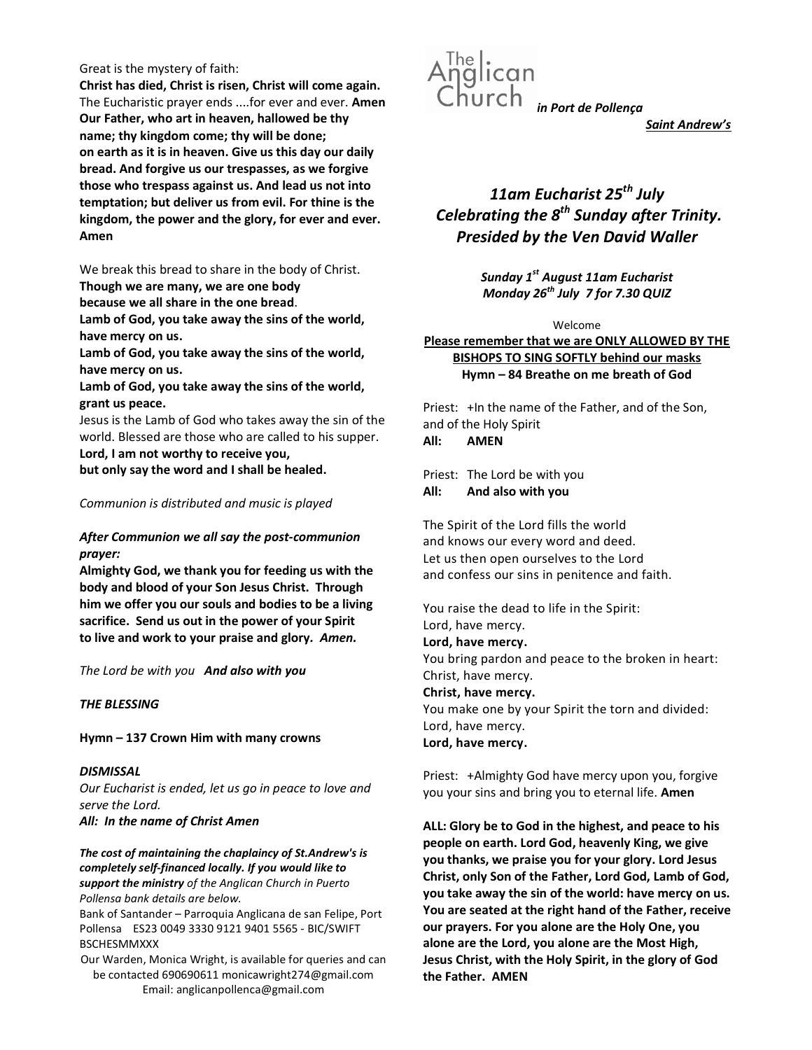The Anglican Church *in Port de Pollença*

***Saint Andrew's***

# *11am Eucharist 25th July Celebrating the 8th Sunday after Trinity. Presided by the Ven David Waller*

***Sunday 1st August 11am Eucharist***
***Monday 26th July 7 for 7.30 QUIZ***

Welcome

**Please remember that we are ONLY ALLOWED BY THE BISHOPS TO SING SOFTLY behind our masks**

**Hymn – 84 Breathe on me breath of God**

Priest: +In the name of the Father, and of the Son, and of the Holy Spirit
**All: AMEN**

Priest: The Lord be with you
**All: And also with you**

The Spirit of the Lord fills the world
and knows our every word and deed.
Let us then open ourselves to the Lord
and confess our sins in penitence and faith.

You raise the dead to life in the Spirit:
Lord, have mercy.
**Lord, have mercy.**
You bring pardon and peace to the broken in heart:
Christ, have mercy.
**Christ, have mercy.**
You make one by your Spirit the torn and divided:
Lord, have mercy.
**Lord, have mercy.**

Priest: +Almighty God have mercy upon you, forgive you your sins and bring you to eternal life. **Amen**

**ALL: Glory be to God in the highest, and peace to his people on earth. Lord God, heavenly King, we give you thanks, we praise you for your glory. Lord Jesus Christ, only Son of the Father, Lord God, Lamb of God, you take away the sin of the world: have mercy on us. You are seated at the right hand of the Father, receive our prayers. For you alone are the Holy One, you alone are the Lord, you alone are the Most High, Jesus Christ, with the Holy Spirit, in the glory of God the Father. AMEN**

Great is the mystery of faith:
**Christ has died, Christ is risen, Christ will come again.**
The Eucharistic prayer ends ....for ever and ever. **Amen**
**Our Father, who art in heaven, hallowed be thy name; thy kingdom come; thy will be done; on earth as it is in heaven. Give us this day our daily bread. And forgive us our trespasses, as we forgive those who trespass against us. And lead us not into temptation; but deliver us from evil. For thine is the kingdom, the power and the glory, for ever and ever. Amen**

We break this bread to share in the body of Christ.
**Though we are many, we are one body**
**because we all share in the one bread**.
**Lamb of God, you take away the sins of the world, have mercy on us.**
**Lamb of God, you take away the sins of the world, have mercy on us.**
**Lamb of God, you take away the sins of the world, grant us peace.**
Jesus is the Lamb of God who takes away the sin of the world. Blessed are those who are called to his supper.
**Lord, I am not worthy to receive you,**
**but only say the word and I shall be healed.**

*Communion is distributed and music is played*

***After Communion we all say the post-communion prayer:***
**Almighty God, we thank you for feeding us with the body and blood of your Son Jesus Christ. Through him we offer you our souls and bodies to be a living sacrifice. Send us out in the power of your Spirit to live and work to your praise and glory.** ***Amen.***

*The Lord be with you* ***And also with you***

***THE BLESSING***

**Hymn – 137 Crown Him with many crowns**

***DISMISSAL***
*Our Eucharist is ended, let us go in peace to love and serve the Lord.*
***All: In the name of Christ Amen***

***The cost of maintaining the chaplaincy of St.Andrew's is completely self-financed locally. If you would like to support the ministry*** *of the Anglican Church in Puerto Pollensa bank details are below.*
Bank of Santander – Parroquia Anglicana de san Felipe, Port Pollensa ES23 0049 3330 9121 9401 5565 - BIC/SWIFT BSCHESMMXXX
Our Warden, Monica Wright, is available for queries and can be contacted 690690611 monicawright274@gmail.com
Email: anglicanpollenca@gmail.com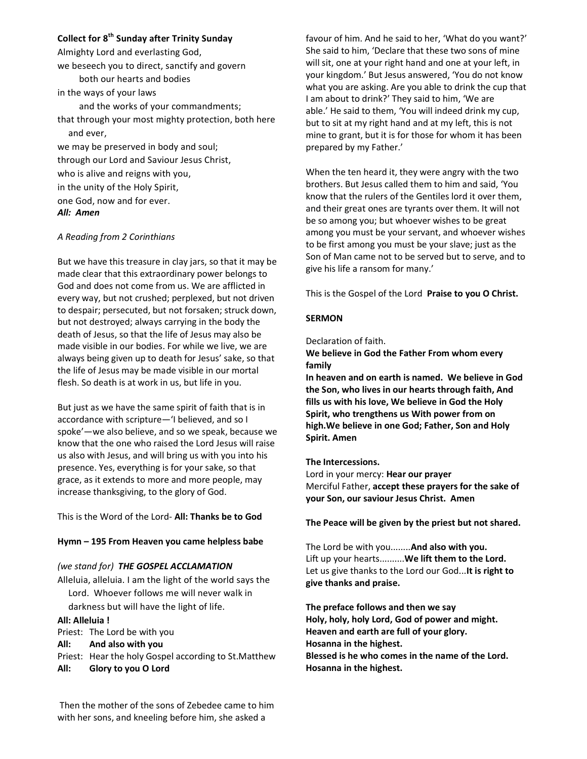**Collect for 8th Sunday after Trinity Sunday**

Almighty Lord and everlasting God,
we beseech you to direct, sanctify and govern
both our hearts and bodies
in the ways of your laws
and the works of your commandments;
that through your most mighty protection, both here and ever,
we may be preserved in body and soul;
through our Lord and Saviour Jesus Christ,
who is alive and reigns with you,
in the unity of the Holy Spirit,
one God, now and for ever.
***All: Amen***

*A Reading from 2 Corinthians*

But we have this treasure in clay jars, so that it may be made clear that this extraordinary power belongs to God and does not come from us. We are afflicted in every way, but not crushed; perplexed, but not driven to despair; persecuted, but not forsaken; struck down, but not destroyed; always carrying in the body the death of Jesus, so that the life of Jesus may also be made visible in our bodies. For while we live, we are always being given up to death for Jesus' sake, so that the life of Jesus may be made visible in our mortal flesh. So death is at work in us, but life in you.

But just as we have the same spirit of faith that is in accordance with scripture—'I believed, and so I spoke'—we also believe, and so we speak, because we know that the one who raised the Lord Jesus will raise us also with Jesus, and will bring us with you into his presence. Yes, everything is for your sake, so that grace, as it extends to more and more people, may increase thanksgiving, to the glory of God.

This is the Word of the Lord- **All: Thanks be to God**

**Hymn – 195 From Heaven you came helpless babe**

*(we stand for)* ***THE GOSPEL ACCLAMATION***

Alleluia, alleluia. I am the light of the world says the Lord. Whoever follows me will never walk in darkness but will have the light of life.

**All: Alleluia !**

Priest: The Lord be with you
**All: And also with you**
Priest: Hear the holy Gospel according to St.Matthew
**All: Glory to you O Lord**

Then the mother of the sons of Zebedee came to him with her sons, and kneeling before him, she asked a favour of him. And he said to her, 'What do you want?' She said to him, 'Declare that these two sons of mine will sit, one at your right hand and one at your left, in your kingdom.' But Jesus answered, 'You do not know what you are asking. Are you able to drink the cup that I am about to drink?' They said to him, 'We are able.' He said to them, 'You will indeed drink my cup, but to sit at my right hand and at my left, this is not mine to grant, but it is for those for whom it has been prepared by my Father.'

When the ten heard it, they were angry with the two brothers. But Jesus called them to him and said, 'You know that the rulers of the Gentiles lord it over them, and their great ones are tyrants over them. It will not be so among you; but whoever wishes to be great among you must be your servant, and whoever wishes to be first among you must be your slave; just as the Son of Man came not to be served but to serve, and to give his life a ransom for many.'

This is the Gospel of the Lord **Praise to you O Christ.**

**SERMON**

Declaration of faith.

**We believe in God the Father From whom every family**
**In heaven and on earth is named. We believe in God the Son, who lives in our hearts through faith, And fills us with his love, We believe in God the Holy Spirit, who trengthens us With power from on high.We believe in one God; Father, Son and Holy Spirit. Amen**

**The Intercessions.**

Lord in your mercy: **Hear our prayer**
Merciful Father, **accept these prayers for the sake of your Son, our saviour Jesus Christ. Amen**

**The Peace will be given by the priest but not shared.**

The Lord be with you........**And also with you.**
Lift up your hearts..........**We lift them to the Lord.**
Let us give thanks to the Lord our God...**It is right to give thanks and praise.**

**The preface follows and then we say**
**Holy, holy, holy Lord, God of power and might.**
**Heaven and earth are full of your glory.**
**Hosanna in the highest.**
**Blessed is he who comes in the name of the Lord.**
**Hosanna in the highest.**